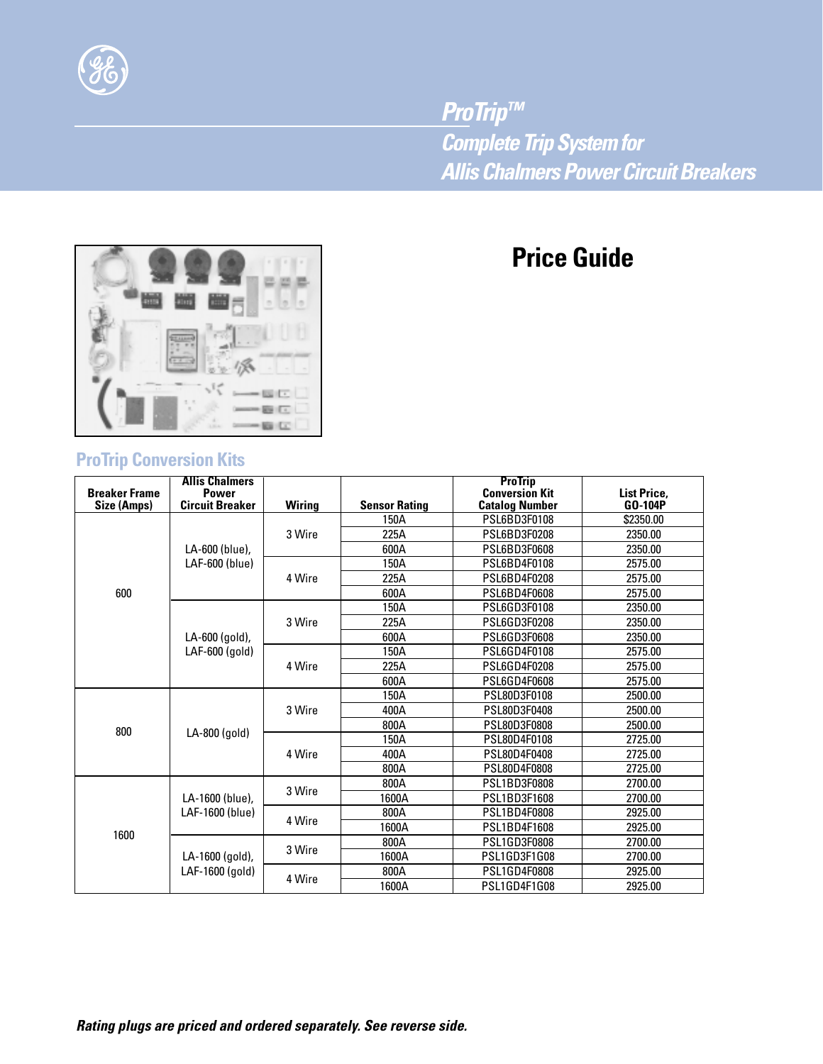# ProTrip™
## Complete Trip System for Allis Chalmers Power Circuit Breakers

# Price Guide

## ProTrip Conversion Kits

| Breaker Frame Size (Amps) | Allis Chalmers Power Circuit Breaker | Wiring | Sensor Rating | ProTrip Conversion Kit Catalog Number | List Price, GO-104P |
|---|---|---|---|---|---|
| 600 | LA-600 (blue), LAF-600 (blue) | 3 Wire | 150A | PSL6BD3F0108 | $2350.00 |
| | | | 225A | PSL6BD3F0208 | 2350.00 |
| | | | 600A | PSL6BD3F0608 | 2350.00 |
| | | 4 Wire | 150A | PSL6BD4F0108 | 2575.00 |
| | | | 225A | PSL6BD4F0208 | 2575.00 |
| | | | 600A | PSL6BD4F0608 | 2575.00 |
| | LA-600 (gold), LAF-600 (gold) | 3 Wire | 150A | PSL6GD3F0108 | 2350.00 |
| | | | 225A | PSL6GD3F0208 | 2350.00 |
| | | | 600A | PSL6GD3F0608 | 2350.00 |
| | | 4 Wire | 150A | PSL6GD4F0108 | 2575.00 |
| | | | 225A | PSL6GD4F0208 | 2575.00 |
| | | | 600A | PSL6GD4F0608 | 2575.00 |
| 800 | LA-800 (gold) | 3 Wire | 150A | PSL8OD3F0108 | 2500.00 |
| | | | 400A | PSL8OD3F0408 | 2500.00 |
| | | | 800A | PSL8OD3F0808 | 2500.00 |
| | | 4 Wire | 150A | PSL8OD4F0108 | 2725.00 |
| | | | 400A | PSL8OD4F0408 | 2725.00 |
| | | | 800A | PSL8OD4F0808 | 2725.00 |
| 1600 | LA-1600 (blue), LAF-1600 (blue) | 3 Wire | 800A | PSL1BD3F0808 | 2700.00 |
| | | | 1600A | PSL1BD3F1608 | 2700.00 |
| | | 4 Wire | 800A | PSL1BD4F0808 | 2925.00 |
| | | | 1600A | PSL1BD4F1608 | 2925.00 |
| | LA-1600 (gold), LAF-1600 (gold) | 3 Wire | 800A | PSL1GD3F0808 | 2700.00 |
| | | | 1600A | PSL1GD3F1G08 | 2700.00 |
| | | 4 Wire | 800A | PSL1GD4F0808 | 2925.00 |
| | | | 1600A | PSL1GD4F1G08 | 2925.00 |

***Rating plugs are priced and ordered separately. See reverse side.***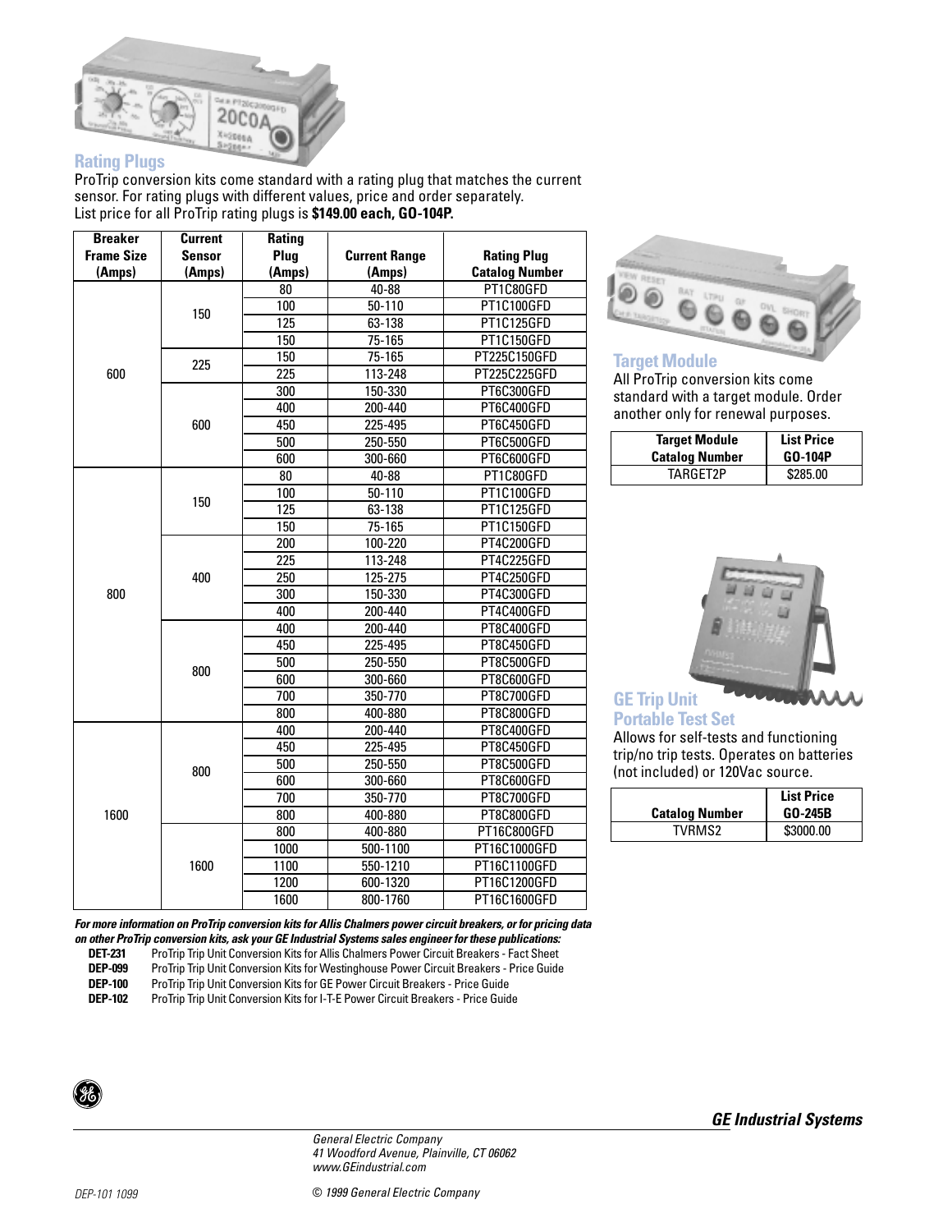## Rating Plugs

ProTrip conversion kits come standard with a rating plug that matches the current sensor. For rating plugs with different values, price and order separately.
List price for all ProTrip rating plugs is **$149.00 each, GO-104P.**

| Breaker Frame Size (Amps) | Current Sensor (Amps) | Rating Plug (Amps) | Current Range (Amps) | Rating Plug Catalog Number |
|---|---|---|---|---|
| 600 | 150 | 80 | 40-88 | PT1C80GFD |
| | | 100 | 50-110 | PT1C100GFD |
| | | 125 | 63-138 | PT1C125GFD |
| | | 150 | 75-165 | PT1C150GFD |
| | 225 | 150 | 75-165 | PT225C150GFD |
| | | 225 | 113-248 | PT225C225GFD |
| | 600 | 300 | 150-330 | PT6C300GFD |
| | | 400 | 200-440 | PT6C400GFD |
| | | 450 | 225-495 | PT6C450GFD |
| | | 500 | 250-550 | PT6C500GFD |
| | | 600 | 300-660 | PT6C600GFD |
| 800 | 150 | 80 | 40-88 | PT1C80GFD |
| | | 100 | 50-110 | PT1C100GFD |
| | | 125 | 63-138 | PT1C125GFD |
| | | 150 | 75-165 | PT1C150GFD |
| | 400 | 200 | 100-220 | PT4C200GFD |
| | | 225 | 113-248 | PT4C225GFD |
| | | 250 | 125-275 | PT4C250GFD |
| | | 300 | 150-330 | PT4C300GFD |
| | | 400 | 200-440 | PT4C400GFD |
| | 800 | 400 | 200-440 | PT8C400GFD |
| | | 450 | 225-495 | PT8C450GFD |
| | | 500 | 250-550 | PT8C500GFD |
| | | 600 | 300-660 | PT8C600GFD |
| | | 700 | 350-770 | PT8C700GFD |
| | | 800 | 400-880 | PT8C800GFD |
| 1600 | 800 | 400 | 200-440 | PT8C400GFD |
| | | 450 | 225-495 | PT8C450GFD |
| | | 500 | 250-550 | PT8C500GFD |
| | | 600 | 300-660 | PT8C600GFD |
| | | 700 | 350-770 | PT8C700GFD |
| | | 800 | 400-880 | PT8C800GFD |
| | 1600 | 800 | 400-880 | PT16C800GFD |
| | | 1000 | 500-1100 | PT16C1000GFD |
| | | 1100 | 550-1210 | PT16C1100GFD |
| | | 1200 | 600-1320 | PT16C1200GFD |
| | | 1600 | 800-1760 | PT16C1600GFD |

## Target Module

All ProTrip conversion kits come standard with a target module. Order another only for renewal purposes.

| Target Module Catalog Number | List Price GO-104P |
|---|---|
| TARGET2P | $285.00 |

## GE Trip Unit Portable Test Set

Allows for self-tests and functioning trip/no trip tests. Operates on batteries (not included) or 120Vac source.

| Catalog Number | List Price GO-245B |
|---|---|
| TVRMS2 | $3000.00 |

***For more information on ProTrip conversion kits for Allis Chalmers power circuit breakers, or for pricing data on other ProTrip conversion kits, ask your GE Industrial Systems sales engineer for these publications:***

- **DET-231** ProTrip Trip Unit Conversion Kits for Allis Chalmers Power Circuit Breakers - Fact Sheet
- **DEP-099** ProTrip Trip Unit Conversion Kits for Westinghouse Power Circuit Breakers - Price Guide
- **DEP-100** ProTrip Trip Unit Conversion Kits for GE Power Circuit Breakers - Price Guide
- **DEP-102** ProTrip Trip Unit Conversion Kits for I-T-E Power Circuit Breakers - Price Guide

***GE Industrial Systems***

*General Electric Company*
*41 Woodford Avenue, Plainville, CT 06062*
*www.GEindustrial.com*

*DEP-101 1099*

*© 1999 General Electric Company*